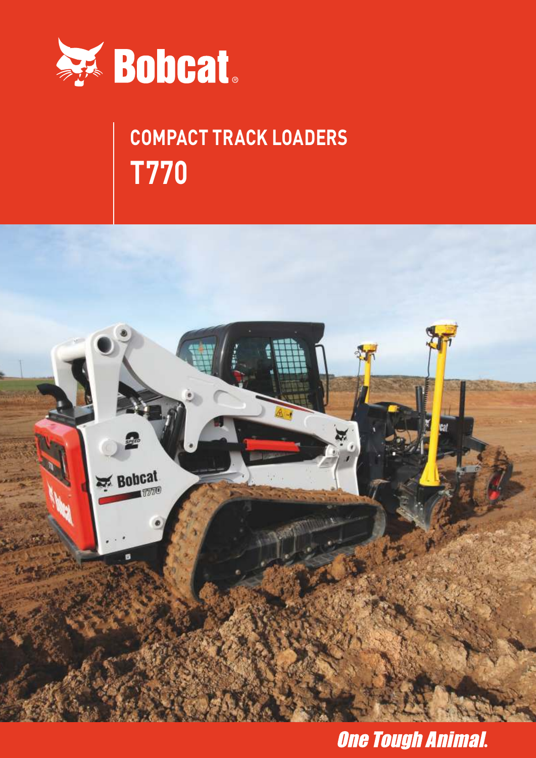Bobcat

# COMPACT TRACK LOADERS

# T770

*One Tough Animal.*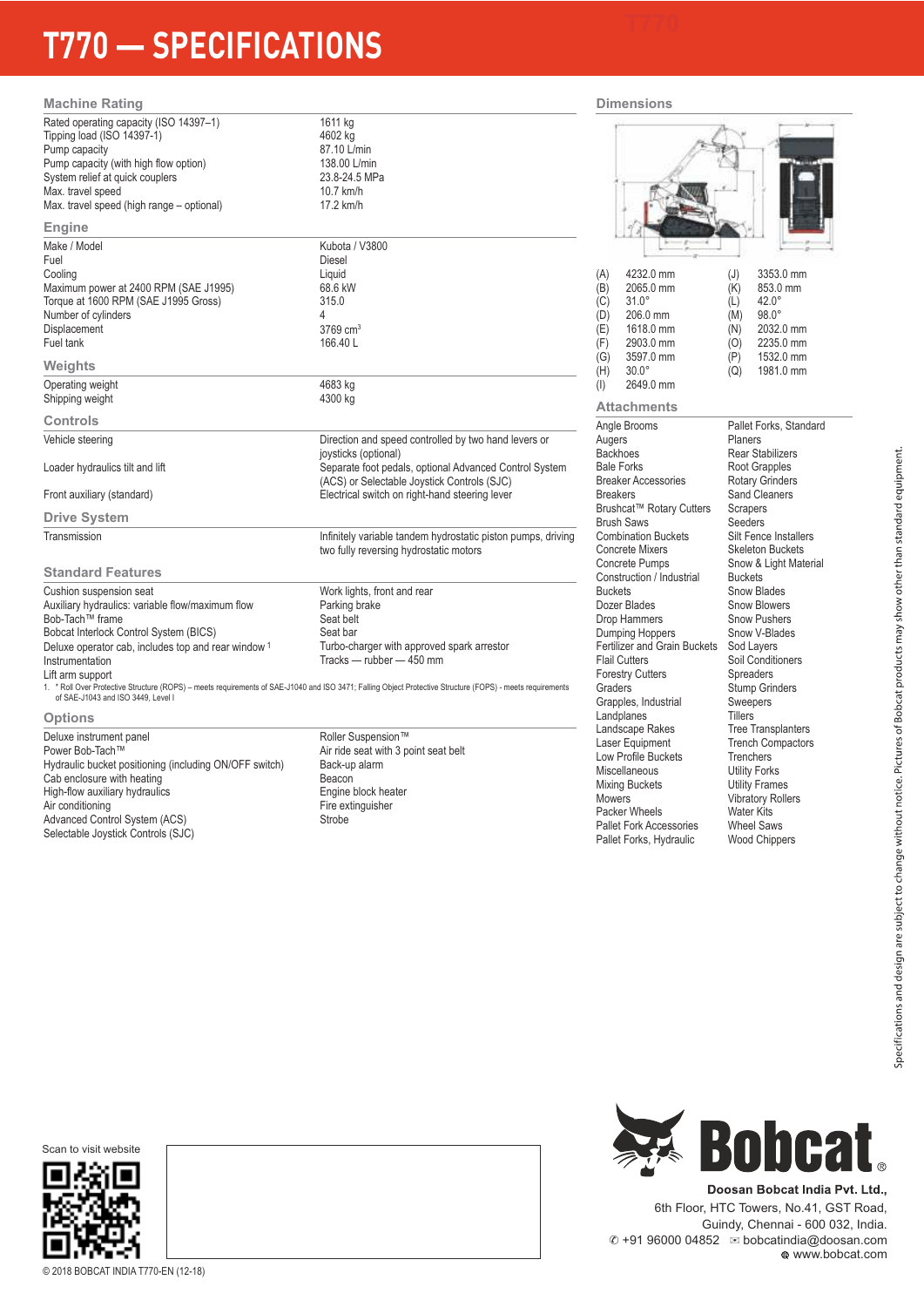# T770 — SPECIFICATIONS

## Machine Rating

| | |
|---|---|
| Rated operating capacity (ISO 14397–1) | 1611 kg |
| Tipping load (ISO 14397-1) | 4602 kg |
| Pump capacity | 87.10 L/min |
| Pump capacity (with high flow option) | 138.00 L/min |
| System relief at quick couplers | 23.8-24.5 MPa |
| Max. travel speed | 10.7 km/h |
| Max. travel speed (high range – optional) | 17.2 km/h |

## Engine

| | |
|---|---|
| Make / Model | Kubota / V3800 |
| Fuel | Diesel |
| Cooling | Liquid |
| Maximum power at 2400 RPM (SAE J1995) | 68.6 kW |
| Torque at 1600 RPM (SAE J1995 Gross) | 315.0 |
| Number of cylinders | 4 |
| Displacement | 3769 $cm^3$ |
| Fuel tank | 166.40 L |

## Weights

| | |
|---|---|
| Operating weight | 4683 kg |
| Shipping weight | 4300 kg |

## Controls

| | |
|---|---|
| Vehicle steering | Direction and speed controlled by two hand levers or joysticks (optional) |
| Loader hydraulics tilt and lift | Separate foot pedals, optional Advanced Control System (ACS) or Selectable Joystick Controls (SJC) |
| Front auxiliary (standard) | Electrical switch on right-hand steering lever |

## Drive System

| | |
|---|---|
| Transmission | Infinitely variable tandem hydrostatic piston pumps, driving two fully reversing hydrostatic motors |

## Standard Features

- Cushion suspension seat
- Auxiliary hydraulics: variable flow/maximum flow
- Bob-Tach™ frame
- Bobcat Interlock Control System (BICS)
- Deluxe operator cab, includes top and rear window [1]
- Instrumentation
- Lift arm support
- Work lights, front and rear
- Parking brake
- Seat belt
- Seat bar
- Turbo-charger with approved spark arrestor
- Tracks — rubber — 450 mm

1. * Roll Over Protective Structure (ROPS) – meets requirements of SAE-J1040 and ISO 3471; Falling Object Protective Structure (FOPS) - meets requirements of SAE-J1043 and ISO 3449, Level I

## Options

- Deluxe instrument panel
- Power Bob-Tach™
- Hydraulic bucket positioning (including ON/OFF switch)
- Cab enclosure with heating
- High-flow auxiliary hydraulics
- Air conditioning
- Advanced Control System (ACS)
- Selectable Joystick Controls (SJC)
- Roller Suspension™
- Air ride seat with 3 point seat belt
- Back-up alarm
- Beacon
- Engine block heater
- Fire extinguisher
- Strobe

## Dimensions

| | | | |
|---|---|---|---|
| (A) | 4232.0 mm | (J) | 3353.0 mm |
| (B) | 2065.0 mm | (K) | 853.0 mm |
| (C) | 31.0° | (L) | 42.0° |
| (D) | 206.0 mm | (M) | 98.0° |
| (E) | 1618.0 mm | (N) | 2032.0 mm |
| (F) | 2903.0 mm | (O) | 2235.0 mm |
| (G) | 3597.0 mm | (P) | 1532.0 mm |
| (H) | 30.0° | (Q) | 1981.0 mm |
| (I) | 2649.0 mm | | |

## Attachments

- Angle Brooms
- Augers
- Backhoes
- Bale Forks
- Breaker Accessories
- Breakers
- Brushcat™ Rotary Cutters
- Brush Saws
- Combination Buckets
- Concrete Mixers
- Concrete Pumps
- Construction / Industrial Buckets
- Dozer Blades
- Drop Hammers
- Dumping Hoppers
- Fertilizer and Grain Buckets
- Flail Cutters
- Forestry Cutters
- Graders
- Grapples, Industrial
- Landplanes
- Landscape Rakes
- Laser Equipment
- Low Profile Buckets
- Miscellaneous
- Mixing Buckets
- Mowers
- Packer Wheels
- Pallet Fork Accessories
- Pallet Forks, Hydraulic
- Pallet Forks, Standard
- Planers
- Rear Stabilizers
- Root Grapples
- Rotary Grinders
- Sand Cleaners
- Scrapers
- Seeders
- Silt Fence Installers
- Skeleton Buckets
- Snow & Light Material Buckets
- Snow Blades
- Snow Blowers
- Snow Pushers
- Snow V-Blades
- Sod Layers
- Soil Conditioners
- Spreaders
- Stump Grinders
- Sweepers
- Tillers
- Tree Transplanters
- Trench Compactors
- Trenchers
- Utility Forks
- Utility Frames
- Vibratory Rollers
- Water Kits
- Wheel Saws
- Wood Chippers

Specifications and design are subject to change without notice. Pictures of Bobcat products may show other than standard equipment.

Scan to visit website

© 2018 BOBCAT INDIA T770-EN (12-18)

Bobcat®

**Doosan Bobcat India Pvt. Ltd.,**
6th Floor, HTC Towers, No.41, GST Road,
Guindy, Chennai - 600 032, India.
✆ +91 96000 04852 ✉ bobcatindia@doosan.com
www.bobcat.com